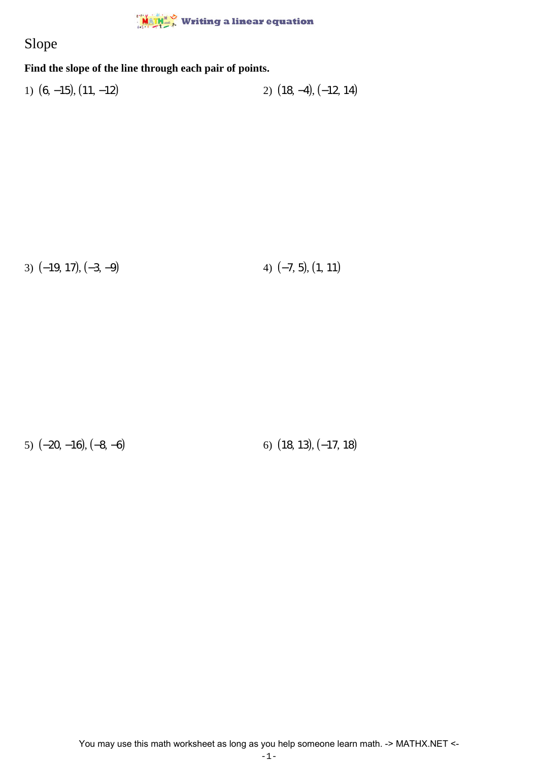# Slope

**Find the slope of the line through each pair of points.**

1) $(6, -15), (11, -12)$

2) $(18, -4), (-12, 14)$

3) $(-19, 17), (-3, -9)$

4) $(-7, 5), (1, 11)$

5) $(-20, -16), (-8, -6)$

6) $(18, 13), (-17, 18)$

You may use this math worksheet as long as you help someone learn math. -> MATHX.NET <-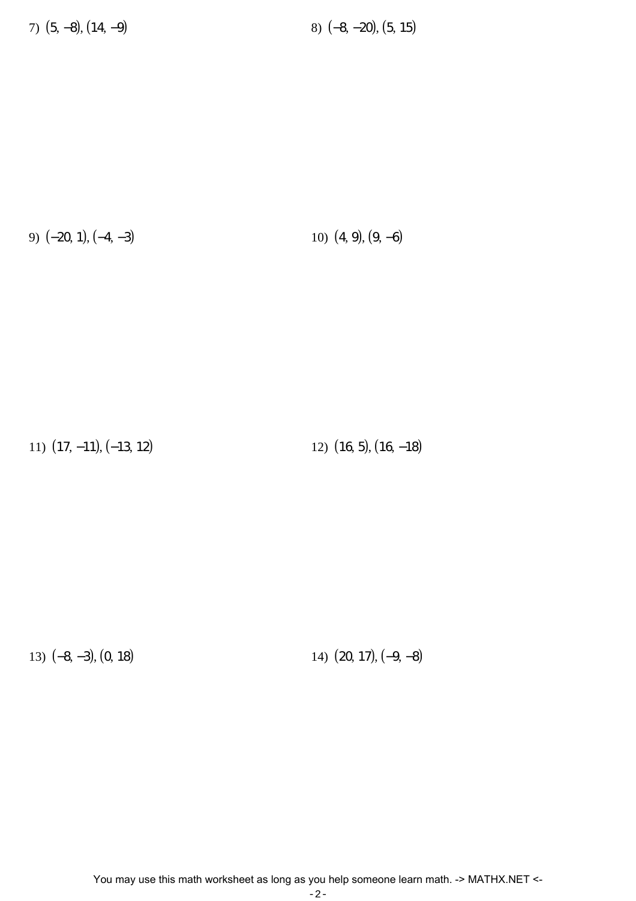7) $(5, -8), (14, -9)$

8) $(-8, -20), (5, 15)$

9) $(-20, 1), (-4, -3)$

10) $(4, 9), (9, -6)$

11) $(17, -11), (-13, 12)$

12) $(16, 5), (16, -18)$

13) $(-8, -3), (0, 18)$

14) $(20, 17), (-9, -8)$

You may use this math worksheet as long as you help someone learn math. -> MATHX.NET <-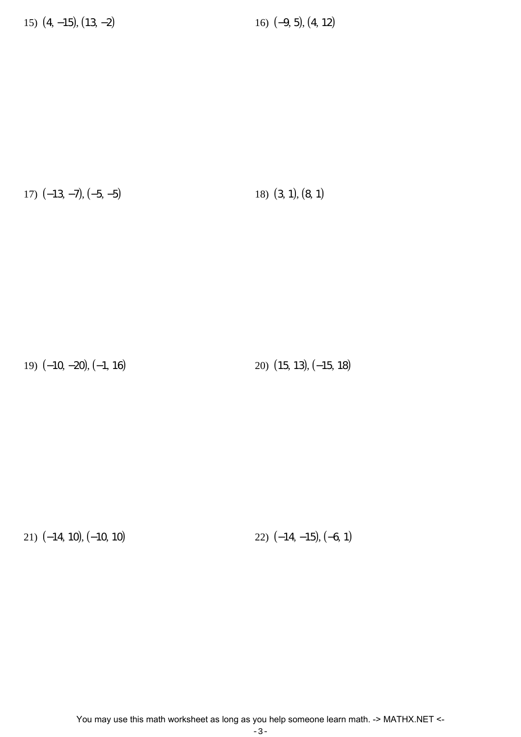15) $(4, -15), (13, -2)$

16) $(-9, 5), (4, 12)$

17) $(-13, -7), (-5, -5)$

18) $(3, 1), (8, 1)$

19) $(-10, -20), (-1, 16)$

20) $(15, 13), (-15, 18)$

21) $(-14, 10), (-10, 10)$

22) $(-14, -15), (-6, 1)$

You may use this math worksheet as long as you help someone learn math. -> MATHX.NET <-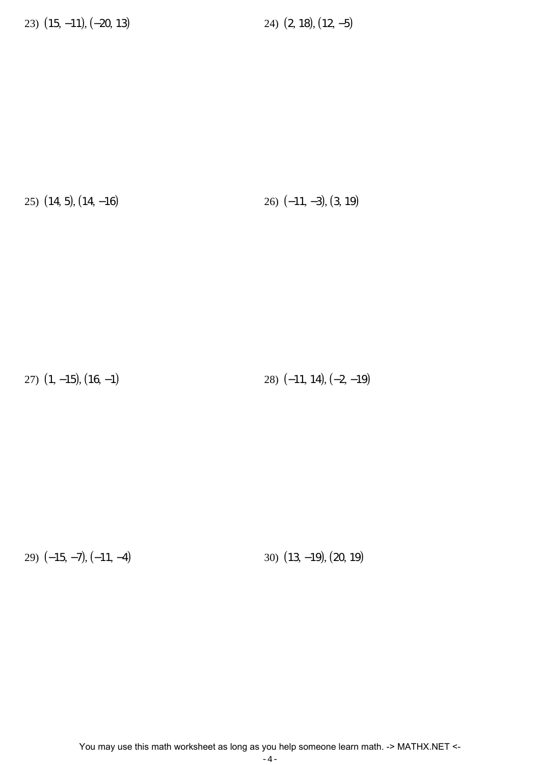23) $(15, -11), (-20, 13)$

24) $(2, 18), (12, -5)$

25) $(14, 5), (14, -16)$

26) $(-11, -3), (3, 19)$

27) $(1, -15), (16, -1)$

28) $(-11, 14), (-2, -19)$

29) $(-15, -7), (-11, -4)$

30) $(13, -19), (20, 19)$

You may use this math worksheet as long as you help someone learn math. -> MATHX.NET <-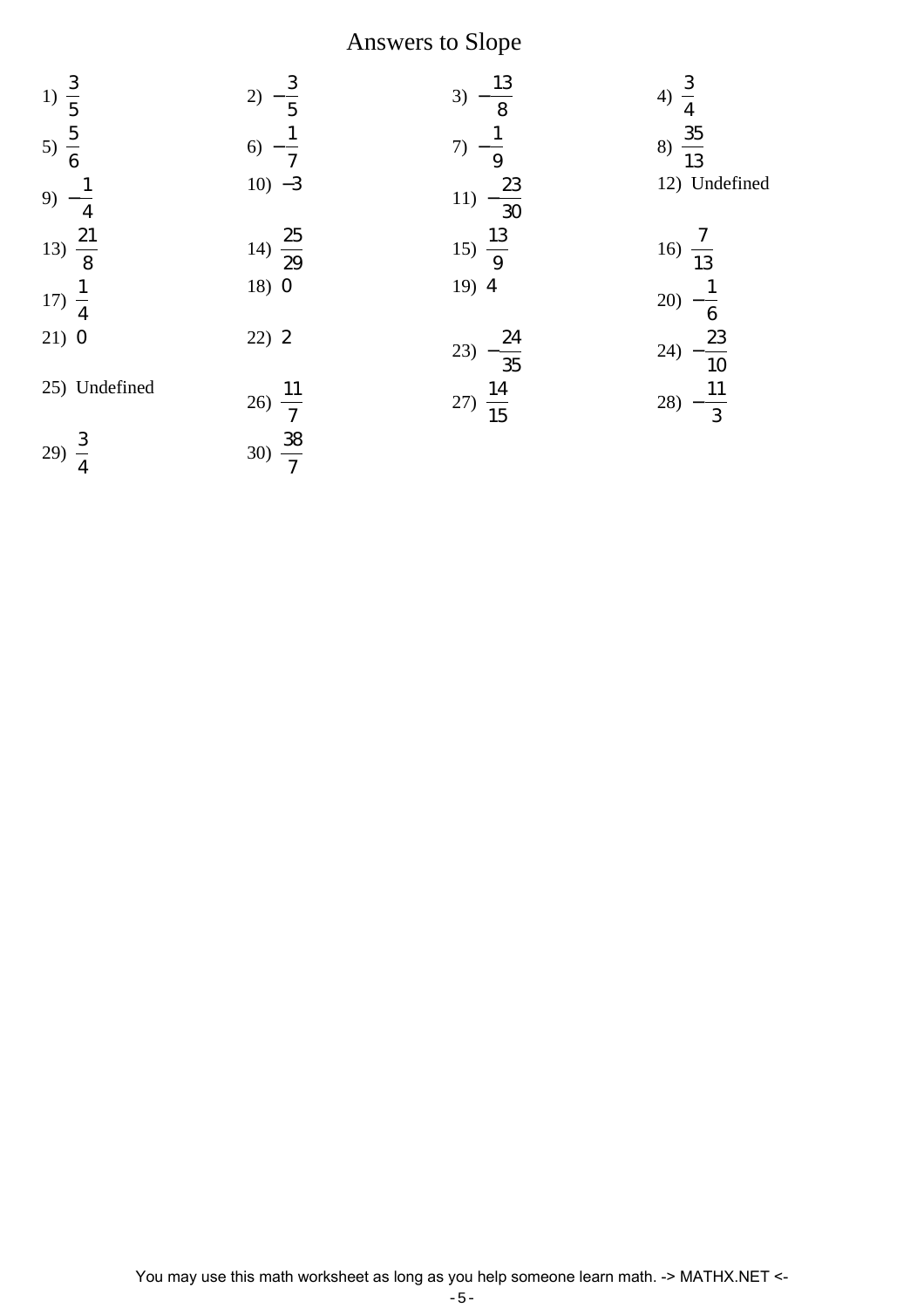# Answers to Slope

1) $\frac{3}{5}$

2) $-\frac{3}{5}$

3) $-\frac{13}{8}$

4) $\frac{3}{4}$

5) $\frac{5}{6}$

6) $-\frac{1}{7}$

7) $-\frac{1}{9}$

8) $\frac{35}{13}$

9) $-\frac{1}{4}$

10) $-3$

11) $-\frac{23}{30}$

12) Undefined

13) $\frac{21}{8}$

14) $\frac{25}{29}$

15) $\frac{13}{9}$

16) $\frac{7}{13}$

17) $\frac{1}{4}$

18) $0$

19) $4$

20) $-\frac{1}{6}$

21) $0$

22) $2$

23) $-\frac{24}{35}$

24) $-\frac{23}{10}$

25) Undefined

26) $\frac{11}{7}$

27) $\frac{14}{15}$

28) $-\frac{11}{3}$

29) $\frac{3}{4}$

30) $\frac{38}{7}$

You may use this math worksheet as long as you help someone learn math. -> MATHX.NET <-